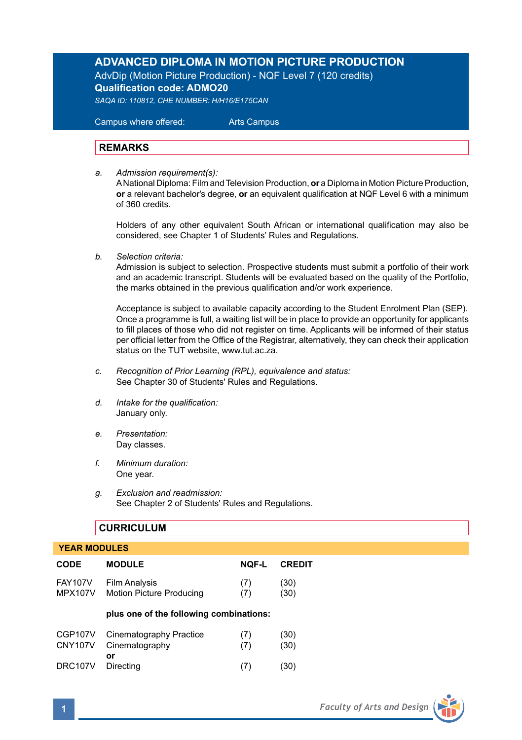# ADVANCED DIPLOMA IN MOTION PICTURE PRODUCTION

AdvDip (Motion Picture Production) - NQF Level 7 (120 credits)

**Qualification code: ADMO20**

*SAQA ID: 110812, CHE NUMBER: H/H16/E175CAN*

Campus where offered: Arts Campus

## REMARKS

a. *Admission requirement(s):*
A National Diploma: Film and Television Production, **or** a Diploma in Motion Picture Production, **or** a relevant bachelor's degree, **or** an equivalent qualification at NQF Level 6 with a minimum of 360 credits.

Holders of any other equivalent South African or international qualification may also be considered, see Chapter 1 of Students' Rules and Regulations.

b. *Selection criteria:*
Admission is subject to selection. Prospective students must submit a portfolio of their work and an academic transcript. Students will be evaluated based on the quality of the Portfolio, the marks obtained in the previous qualification and/or work experience.

Acceptance is subject to available capacity according to the Student Enrolment Plan (SEP). Once a programme is full, a waiting list will be in place to provide an opportunity for applicants to fill places of those who did not register on time. Applicants will be informed of their status per official letter from the Office of the Registrar, alternatively, they can check their application status on the TUT website, www.tut.ac.za.

c. *Recognition of Prior Learning (RPL), equivalence and status:*
See Chapter 30 of Students' Rules and Regulations.

d. *Intake for the qualification:*
January only.

e. *Presentation:*
Day classes.

f. *Minimum duration:*
One year.

g. *Exclusion and readmission:*
See Chapter 2 of Students' Rules and Regulations.

## CURRICULUM

### YEAR MODULES

| CODE | MODULE | NQF-L | CREDIT |
|---|---|---|---|
| FAY107V | Film Analysis | (7) | (30) |
| MPX107V | Motion Picture Producing | (7) | (30) |
| | **plus one of the following combinations:** | | |
| CGP107V | Cinematography Practice | (7) | (30) |
| CNY107V | Cinematography | (7) | (30) |
| | **or** | | |
| DRC107V | Directing | (7) | (30) |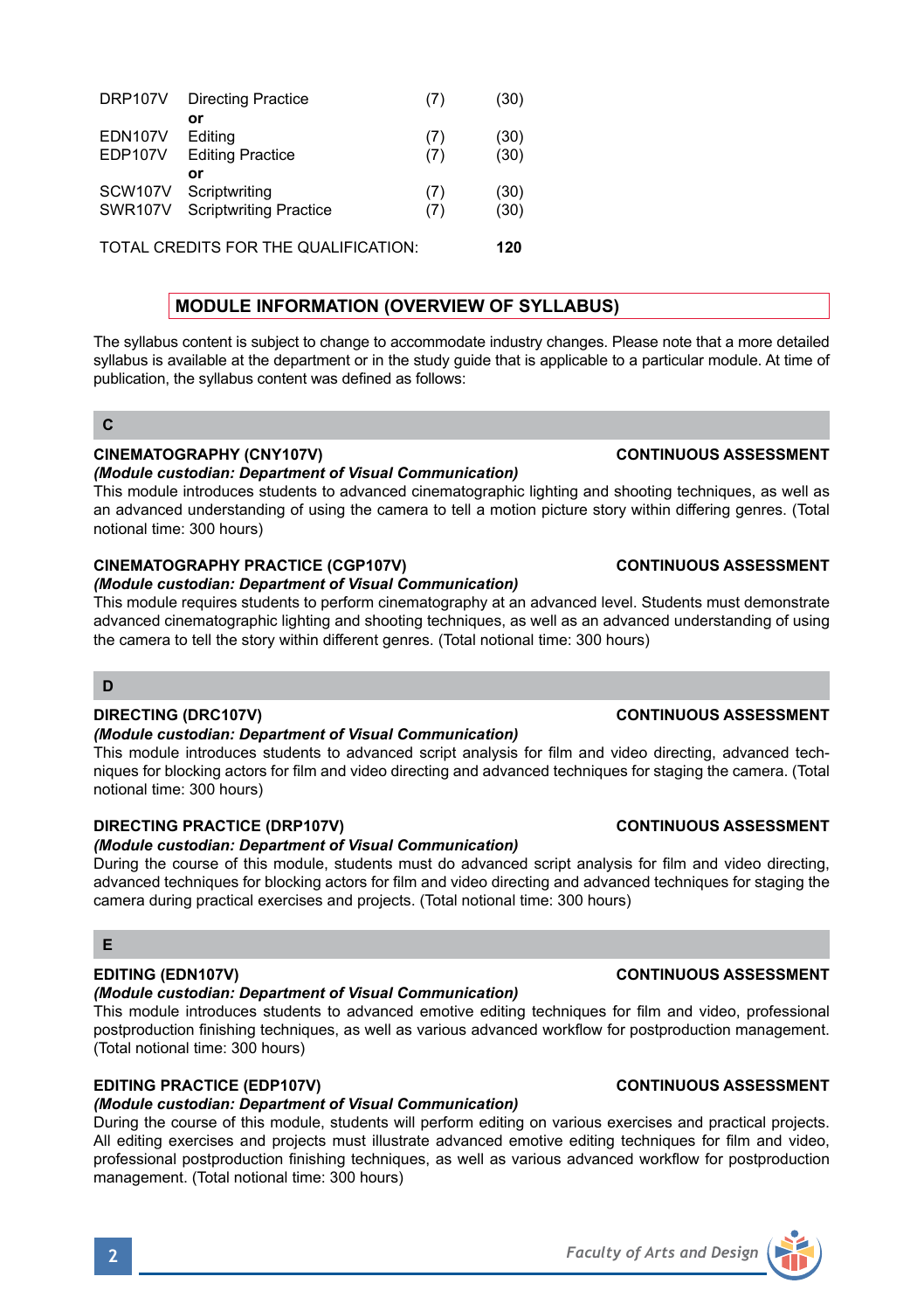| | | | |
|---|---|---|---|
| DRP107V | Directing Practice | (7) | (30) |
| | **or** | | |
| EDN107V | Editing | (7) | (30) |
| EDP107V | Editing Practice | (7) | (30) |
| | **or** | | |
| SCW107V | Scriptwriting | (7) | (30) |
| SWR107V | Scriptwriting Practice | (7) | (30) |

TOTAL CREDITS FOR THE QUALIFICATION: **120**

## MODULE INFORMATION (OVERVIEW OF SYLLABUS)

The syllabus content is subject to change to accommodate industry changes. Please note that a more detailed syllabus is available at the department or in the study guide that is applicable to a particular module. At time of publication, the syllabus content was defined as follows:

### C

**CINEMATOGRAPHY (CNY107V)** **CONTINUOUS ASSESSMENT**

***(Module custodian: Department of Visual Communication)***

This module introduces students to advanced cinematographic lighting and shooting techniques, as well as an advanced understanding of using the camera to tell a motion picture story within differing genres. (Total notional time: 300 hours)

**CINEMATOGRAPHY PRACTICE (CGP107V)** **CONTINUOUS ASSESSMENT**

***(Module custodian: Department of Visual Communication)***

This module requires students to perform cinematography at an advanced level. Students must demonstrate advanced cinematographic lighting and shooting techniques, as well as an advanced understanding of using the camera to tell the story within different genres. (Total notional time: 300 hours)

### D

**DIRECTING (DRC107V)** **CONTINUOUS ASSESSMENT**

***(Module custodian: Department of Visual Communication)***

This module introduces students to advanced script analysis for film and video directing, advanced techniques for blocking actors for film and video directing and advanced techniques for staging the camera. (Total notional time: 300 hours)

**DIRECTING PRACTICE (DRP107V)** **CONTINUOUS ASSESSMENT**

***(Module custodian: Department of Visual Communication)***

During the course of this module, students must do advanced script analysis for film and video directing, advanced techniques for blocking actors for film and video directing and advanced techniques for staging the camera during practical exercises and projects. (Total notional time: 300 hours)

### E

**EDITING (EDN107V)** **CONTINUOUS ASSESSMENT**

***(Module custodian: Department of Visual Communication)***

This module introduces students to advanced emotive editing techniques for film and video, professional postproduction finishing techniques, as well as various advanced workflow for postproduction management. (Total notional time: 300 hours)

**EDITING PRACTICE (EDP107V)** **CONTINUOUS ASSESSMENT**

***(Module custodian: Department of Visual Communication)***

During the course of this module, students will perform editing on various exercises and practical projects. All editing exercises and projects must illustrate advanced emotive editing techniques for film and video, professional postproduction finishing techniques, as well as various advanced workflow for postproduction management. (Total notional time: 300 hours)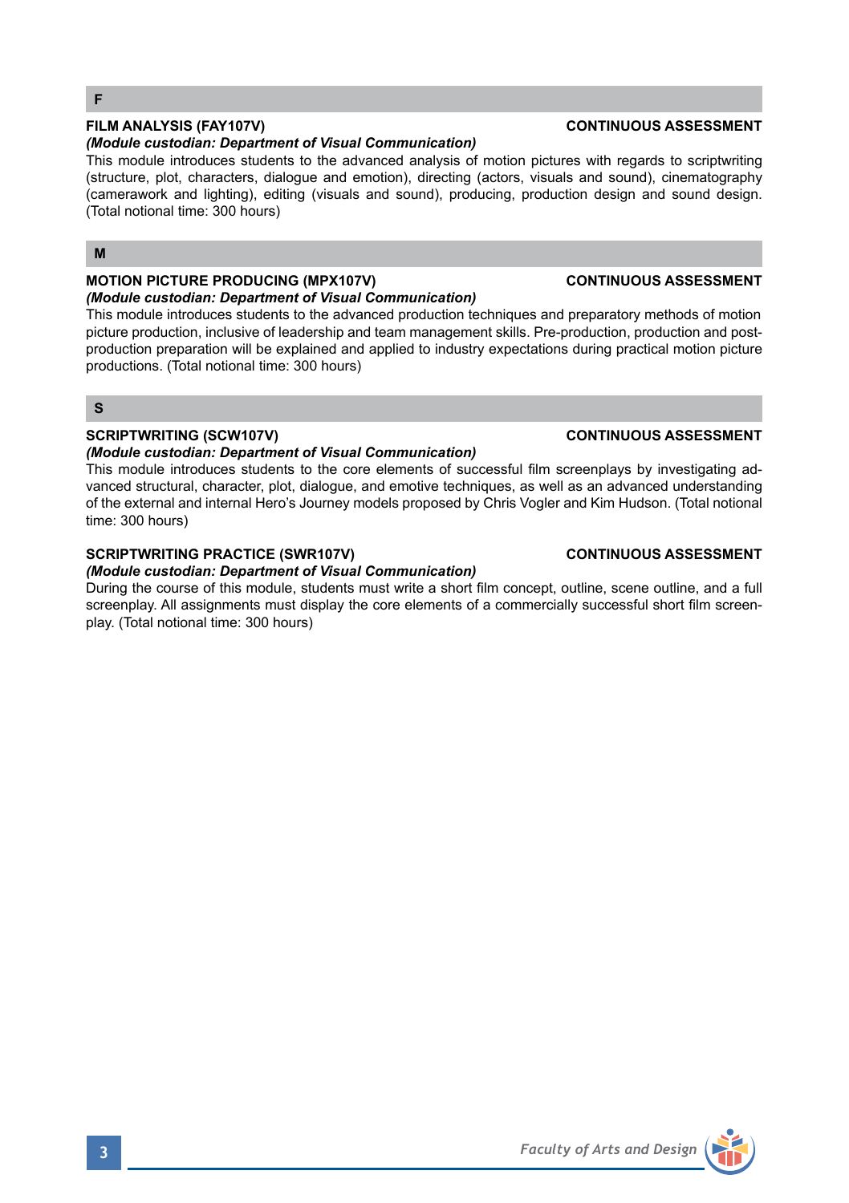## F

**FILM ANALYSIS (FAY107V)** **CONTINUOUS ASSESSMENT**

***(Module custodian: Department of Visual Communication)***

This module introduces students to the advanced analysis of motion pictures with regards to scriptwriting (structure, plot, characters, dialogue and emotion), directing (actors, visuals and sound), cinematography (camerawork and lighting), editing (visuals and sound), producing, production design and sound design. (Total notional time: 300 hours)

## M

**MOTION PICTURE PRODUCING (MPX107V)** **CONTINUOUS ASSESSMENT**

***(Module custodian: Department of Visual Communication)***

This module introduces students to the advanced production techniques and preparatory methods of motion picture production, inclusive of leadership and team management skills. Pre-production, production and post-production preparation will be explained and applied to industry expectations during practical motion picture productions. (Total notional time: 300 hours)

## S

**SCRIPTWRITING (SCW107V)** **CONTINUOUS ASSESSMENT**

***(Module custodian: Department of Visual Communication)***

This module introduces students to the core elements of successful film screenplays by investigating advanced structural, character, plot, dialogue, and emotive techniques, as well as an advanced understanding of the external and internal Hero's Journey models proposed by Chris Vogler and Kim Hudson. (Total notional time: 300 hours)

**SCRIPTWRITING PRACTICE (SWR107V)** **CONTINUOUS ASSESSMENT**

***(Module custodian: Department of Visual Communication)***

During the course of this module, students must write a short film concept, outline, scene outline, and a full screenplay. All assignments must display the core elements of a commercially successful short film screenplay. (Total notional time: 300 hours)